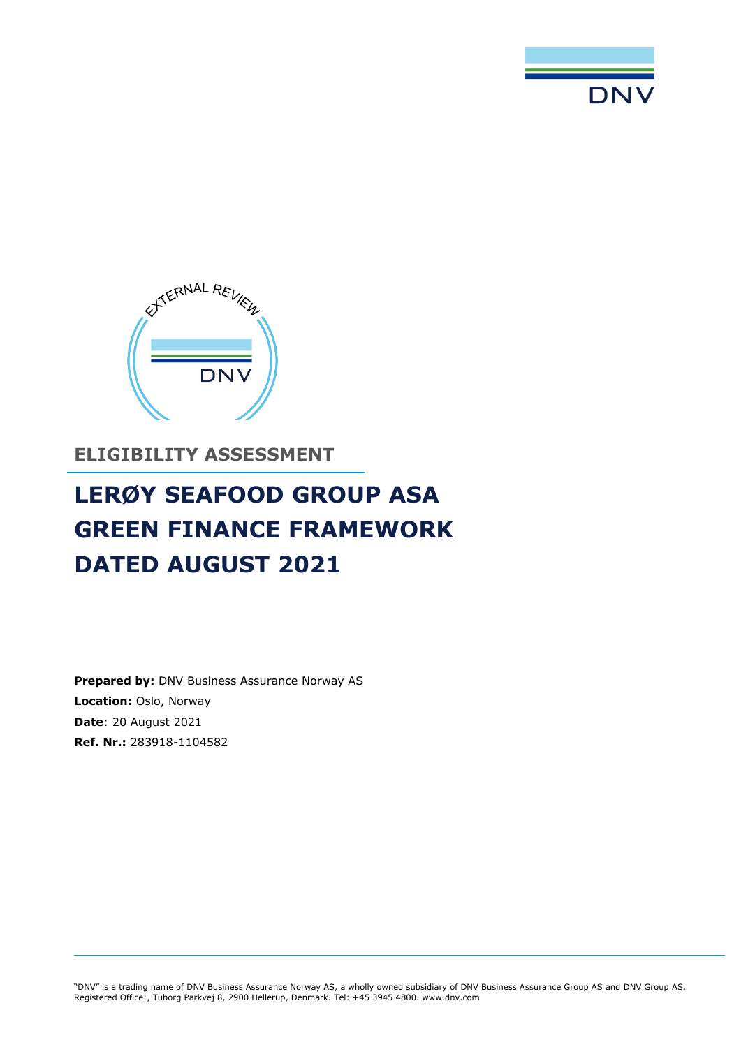## ELIGIBILITY ASSESSMENT

# LERØY SEAFOOD GROUP ASA GREEN FINANCE FRAMEWORK DATED AUGUST 2021

**Prepared by:** DNV Business Assurance Norway AS
**Location:** Oslo, Norway
**Date**: 20 August 2021
**Ref. Nr.:** 283918-1104582

"DNV" is a trading name of DNV Business Assurance Norway AS, a wholly owned subsidiary of DNV Business Assurance Group AS and DNV Group AS. Registered Office:, Tuborg Parkvej 8, 2900 Hellerup, Denmark. Tel: +45 3945 4800. www.dnv.com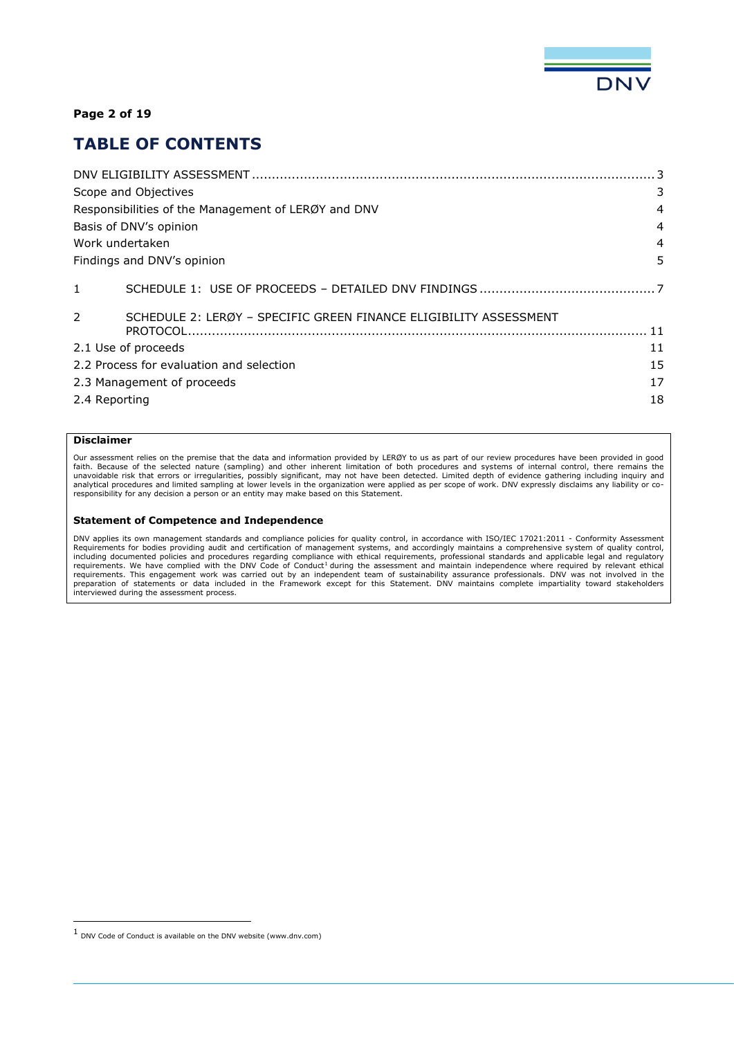# TABLE OF CONTENTS

DNV ELIGIBILITY ASSESSMENT .......... 3
- Scope and Objectives 3
- Responsibilities of the Management of LERØY and DNV 4
- Basis of DNV's opinion 4
- Work undertaken 4
- Findings and DNV's opinion 5

1 SCHEDULE 1: USE OF PROCEEDS – DETAILED DNV FINDINGS .......... 7

2 SCHEDULE 2: LERØY – SPECIFIC GREEN FINANCE ELIGIBILITY ASSESSMENT PROTOCOL .......... 11
- 2.1 Use of proceeds 11
- 2.2 Process for evaluation and selection 15
- 2.3 Management of proceeds 17
- 2.4 Reporting 18

**Disclaimer**

Our assessment relies on the premise that the data and information provided by LERØY to us as part of our review procedures have been provided in good faith. Because of the selected nature (sampling) and other inherent limitation of both procedures and systems of internal control, there remains the unavoidable risk that errors or irregularities, possibly significant, may not have been detected. Limited depth of evidence gathering including inquiry and analytical procedures and limited sampling at lower levels in the organization were applied as per scope of work. DNV expressly disclaims any liability or co-responsibility for any decision a person or an entity may make based on this Statement.

**Statement of Competence and Independence**

DNV applies its own management standards and compliance policies for quality control, in accordance with ISO/IEC 17021:2011 - Conformity Assessment Requirements for bodies providing audit and certification of management systems, and accordingly maintains a comprehensive system of quality control, including documented policies and procedures regarding compliance with ethical requirements, professional standards and applicable legal and regulatory requirements. We have complied with the DNV Code of Conduct[1] during the assessment and maintain independence where required by relevant ethical requirements. This engagement work was carried out by an independent team of sustainability assurance professionals. DNV was not involved in the preparation of statements or data included in the Framework except for this Statement. DNV maintains complete impartiality toward stakeholders interviewed during the assessment process.

[1] DNV Code of Conduct is available on the DNV website (www.dnv.com)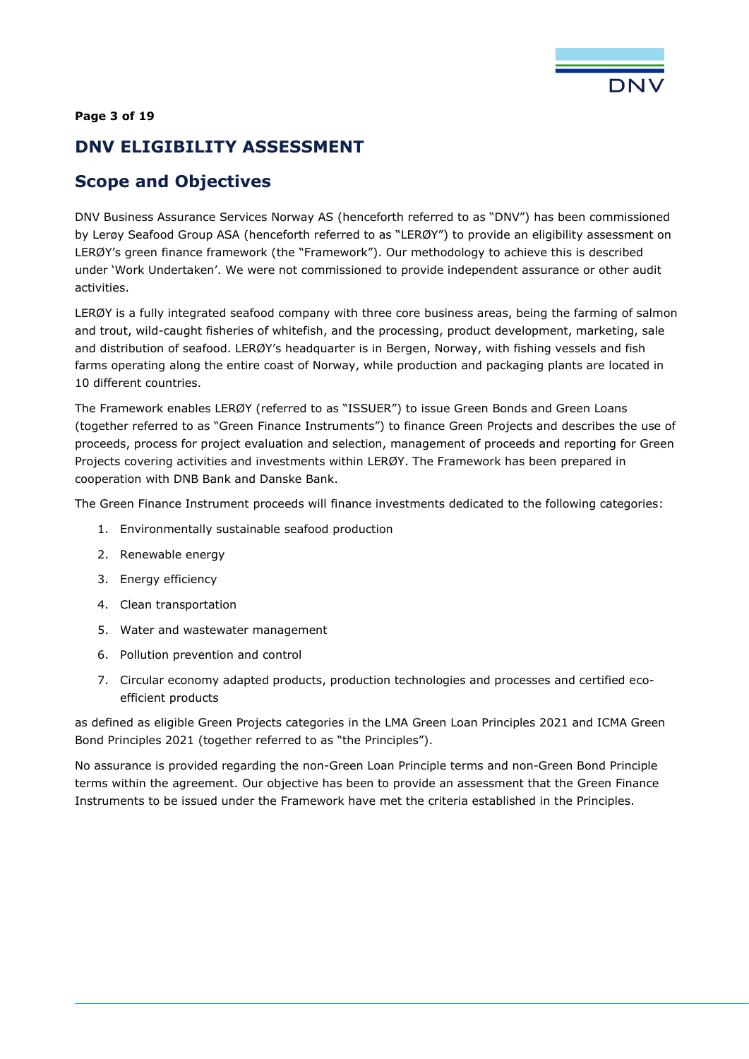# DNV ELIGIBILITY ASSESSMENT

## Scope and Objectives

DNV Business Assurance Services Norway AS (henceforth referred to as "DNV") has been commissioned by Lerøy Seafood Group ASA (henceforth referred to as "LERØY") to provide an eligibility assessment on LERØY's green finance framework (the "Framework"). Our methodology to achieve this is described under 'Work Undertaken'. We were not commissioned to provide independent assurance or other audit activities.

LERØY is a fully integrated seafood company with three core business areas, being the farming of salmon and trout, wild-caught fisheries of whitefish, and the processing, product development, marketing, sale and distribution of seafood. LERØY's headquarter is in Bergen, Norway, with fishing vessels and fish farms operating along the entire coast of Norway, while production and packaging plants are located in 10 different countries.

The Framework enables LERØY (referred to as "ISSUER") to issue Green Bonds and Green Loans (together referred to as "Green Finance Instruments") to finance Green Projects and describes the use of proceeds, process for project evaluation and selection, management of proceeds and reporting for Green Projects covering activities and investments within LERØY. The Framework has been prepared in cooperation with DNB Bank and Danske Bank.

The Green Finance Instrument proceeds will finance investments dedicated to the following categories:

1. Environmentally sustainable seafood production
2. Renewable energy
3. Energy efficiency
4. Clean transportation
5. Water and wastewater management
6. Pollution prevention and control
7. Circular economy adapted products, production technologies and processes and certified eco-efficient products

as defined as eligible Green Projects categories in the LMA Green Loan Principles 2021 and ICMA Green Bond Principles 2021 (together referred to as "the Principles").

No assurance is provided regarding the non-Green Loan Principle terms and non-Green Bond Principle terms within the agreement. Our objective has been to provide an assessment that the Green Finance Instruments to be issued under the Framework have met the criteria established in the Principles.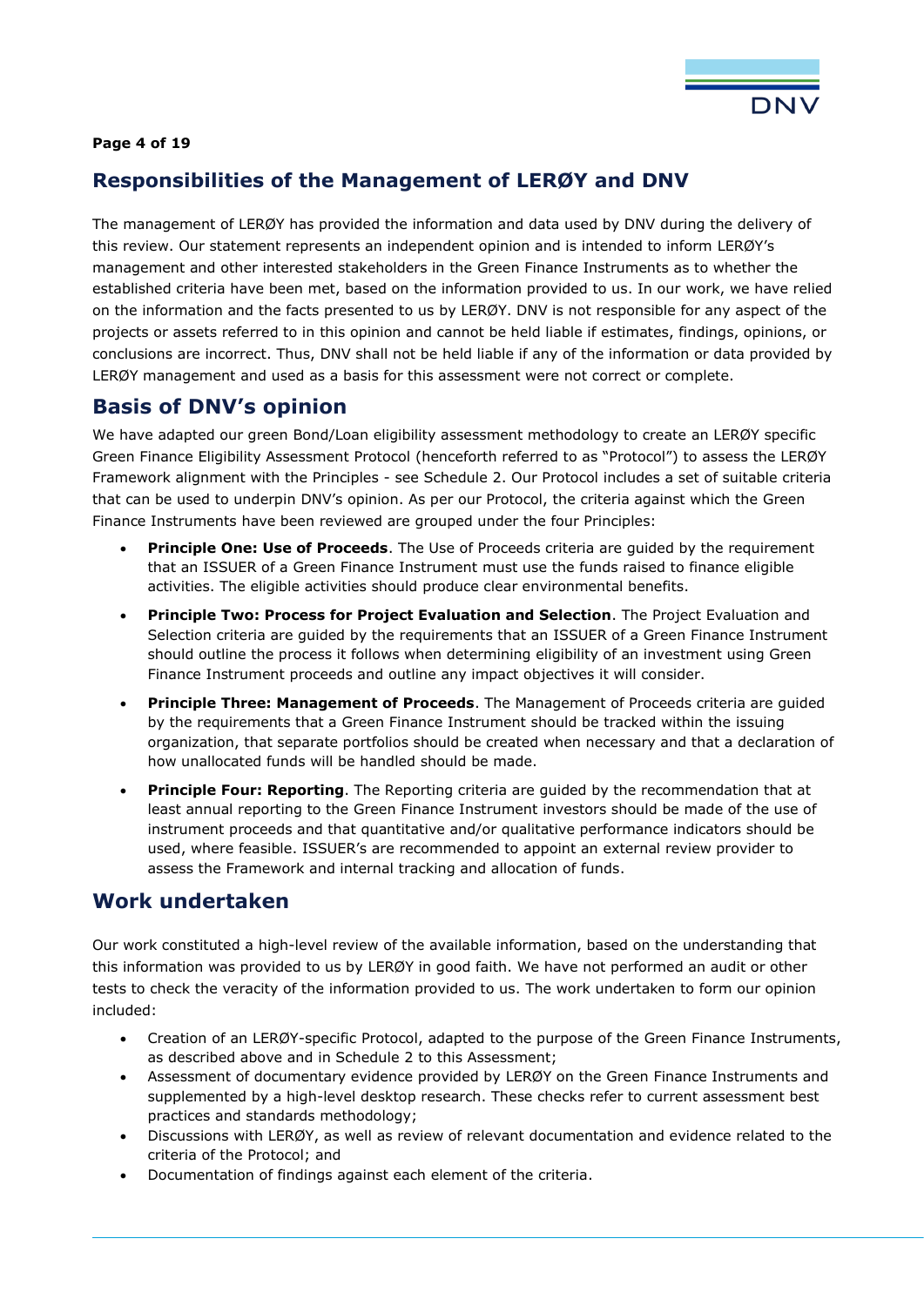## Responsibilities of the Management of LERØY and DNV

The management of LERØY has provided the information and data used by DNV during the delivery of this review. Our statement represents an independent opinion and is intended to inform LERØY's management and other interested stakeholders in the Green Finance Instruments as to whether the established criteria have been met, based on the information provided to us. In our work, we have relied on the information and the facts presented to us by LERØY. DNV is not responsible for any aspect of the projects or assets referred to in this opinion and cannot be held liable if estimates, findings, opinions, or conclusions are incorrect. Thus, DNV shall not be held liable if any of the information or data provided by LERØY management and used as a basis for this assessment were not correct or complete.

## Basis of DNV's opinion

We have adapted our green Bond/Loan eligibility assessment methodology to create an LERØY specific Green Finance Eligibility Assessment Protocol (henceforth referred to as "Protocol") to assess the LERØY Framework alignment with the Principles - see Schedule 2. Our Protocol includes a set of suitable criteria that can be used to underpin DNV's opinion. As per our Protocol, the criteria against which the Green Finance Instruments have been reviewed are grouped under the four Principles:

- **Principle One: Use of Proceeds**. The Use of Proceeds criteria are guided by the requirement that an ISSUER of a Green Finance Instrument must use the funds raised to finance eligible activities. The eligible activities should produce clear environmental benefits.
- **Principle Two: Process for Project Evaluation and Selection**. The Project Evaluation and Selection criteria are guided by the requirements that an ISSUER of a Green Finance Instrument should outline the process it follows when determining eligibility of an investment using Green Finance Instrument proceeds and outline any impact objectives it will consider.
- **Principle Three: Management of Proceeds**. The Management of Proceeds criteria are guided by the requirements that a Green Finance Instrument should be tracked within the issuing organization, that separate portfolios should be created when necessary and that a declaration of how unallocated funds will be handled should be made.
- **Principle Four: Reporting**. The Reporting criteria are guided by the recommendation that at least annual reporting to the Green Finance Instrument investors should be made of the use of instrument proceeds and that quantitative and/or qualitative performance indicators should be used, where feasible. ISSUER's are recommended to appoint an external review provider to assess the Framework and internal tracking and allocation of funds.

## Work undertaken

Our work constituted a high-level review of the available information, based on the understanding that this information was provided to us by LERØY in good faith. We have not performed an audit or other tests to check the veracity of the information provided to us. The work undertaken to form our opinion included:

- Creation of an LERØY-specific Protocol, adapted to the purpose of the Green Finance Instruments, as described above and in Schedule 2 to this Assessment;
- Assessment of documentary evidence provided by LERØY on the Green Finance Instruments and supplemented by a high-level desktop research. These checks refer to current assessment best practices and standards methodology;
- Discussions with LERØY, as well as review of relevant documentation and evidence related to the criteria of the Protocol; and
- Documentation of findings against each element of the criteria.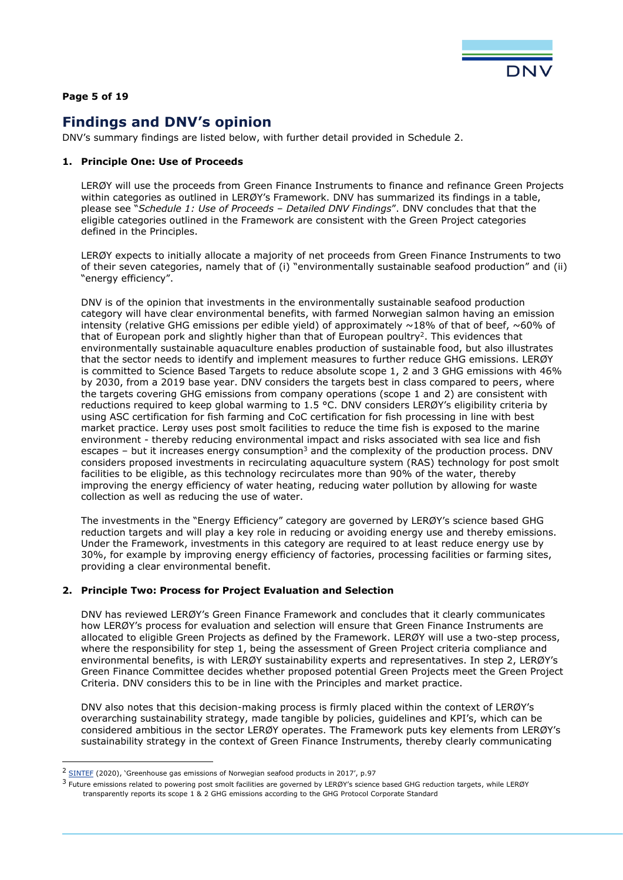## Findings and DNV's opinion

DNV's summary findings are listed below, with further detail provided in Schedule 2.

### 1. Principle One: Use of Proceeds

LERØY will use the proceeds from Green Finance Instruments to finance and refinance Green Projects within categories as outlined in LERØY's Framework. DNV has summarized its findings in a table, please see "*Schedule 1: Use of Proceeds – Detailed DNV Findings*". DNV concludes that that the eligible categories outlined in the Framework are consistent with the Green Project categories defined in the Principles.

LERØY expects to initially allocate a majority of net proceeds from Green Finance Instruments to two of their seven categories, namely that of (i) "environmentally sustainable seafood production" and (ii) "energy efficiency".

DNV is of the opinion that investments in the environmentally sustainable seafood production category will have clear environmental benefits, with farmed Norwegian salmon having an emission intensity (relative GHG emissions per edible yield) of approximately ~18% of that of beef, ~60% of that of European pork and slightly higher than that of European poultry[2]. This evidences that environmentally sustainable aquaculture enables production of sustainable food, but also illustrates that the sector needs to identify and implement measures to further reduce GHG emissions. LERØY is committed to Science Based Targets to reduce absolute scope 1, 2 and 3 GHG emissions with 46% by 2030, from a 2019 base year. DNV considers the targets best in class compared to peers, where the targets covering GHG emissions from company operations (scope 1 and 2) are consistent with reductions required to keep global warming to 1.5 °C. DNV considers LERØY's eligibility criteria by using ASC certification for fish farming and CoC certification for fish processing in line with best market practice. Lerøy uses post smolt facilities to reduce the time fish is exposed to the marine environment - thereby reducing environmental impact and risks associated with sea lice and fish escapes – but it increases energy consumption[3] and the complexity of the production process. DNV considers proposed investments in recirculating aquaculture system (RAS) technology for post smolt facilities to be eligible, as this technology recirculates more than 90% of the water, thereby improving the energy efficiency of water heating, reducing water pollution by allowing for waste collection as well as reducing the use of water.

The investments in the "Energy Efficiency" category are governed by LERØY's science based GHG reduction targets and will play a key role in reducing or avoiding energy use and thereby emissions. Under the Framework, investments in this category are required to at least reduce energy use by 30%, for example by improving energy efficiency of factories, processing facilities or farming sites, providing a clear environmental benefit.

### 2. Principle Two: Process for Project Evaluation and Selection

DNV has reviewed LERØY's Green Finance Framework and concludes that it clearly communicates how LERØY's process for evaluation and selection will ensure that Green Finance Instruments are allocated to eligible Green Projects as defined by the Framework. LERØY will use a two-step process, where the responsibility for step 1, being the assessment of Green Project criteria compliance and environmental benefits, is with LERØY sustainability experts and representatives. In step 2, LERØY's Green Finance Committee decides whether proposed potential Green Projects meet the Green Project Criteria. DNV considers this to be in line with the Principles and market practice.

DNV also notes that this decision-making process is firmly placed within the context of LERØY's overarching sustainability strategy, made tangible by policies, guidelines and KPI's, which can be considered ambitious in the sector LERØY operates. The Framework puts key elements from LERØY's sustainability strategy in the context of Green Finance Instruments, thereby clearly communicating

---

[2] SINTEF (2020), 'Greenhouse gas emissions of Norwegian seafood products in 2017', p.97

[3] Future emissions related to powering post smolt facilities are governed by LERØY's science based GHG reduction targets, while LERØY transparently reports its scope 1 & 2 GHG emissions according to the GHG Protocol Corporate Standard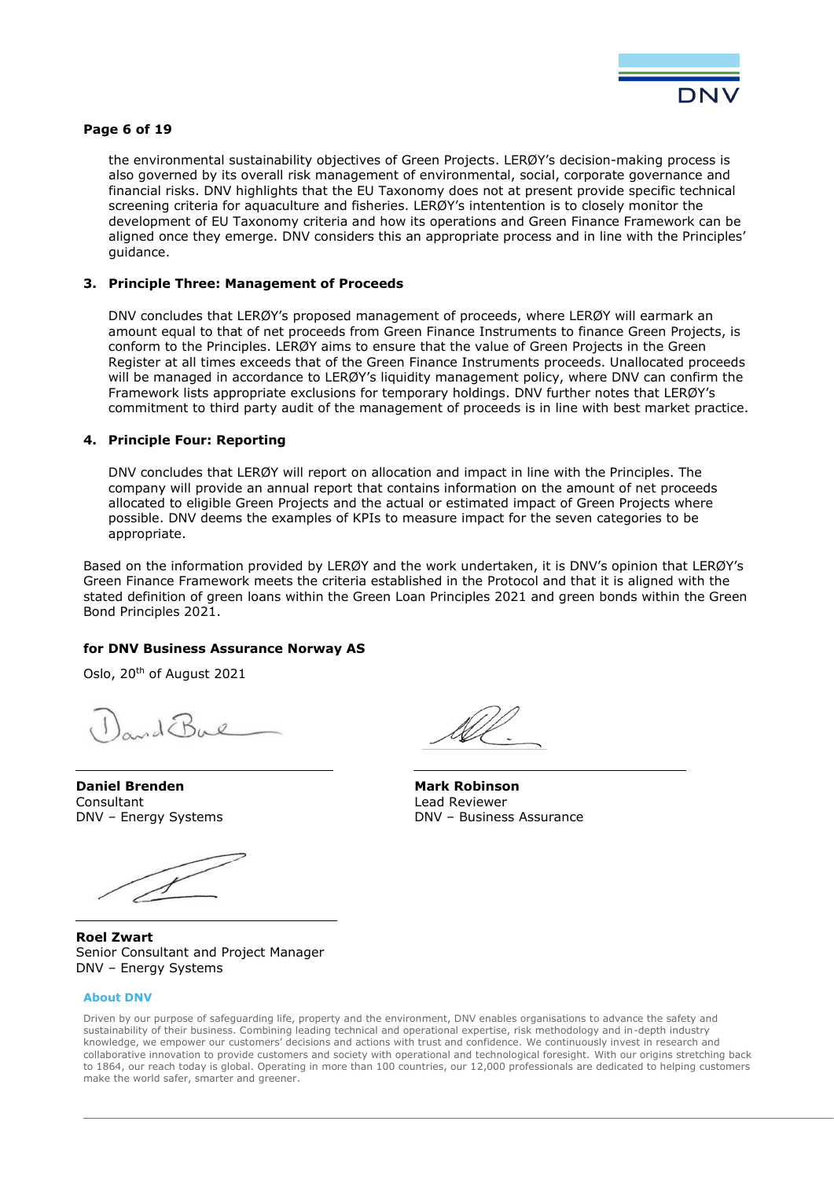the environmental sustainability objectives of Green Projects. LERØY's decision-making process is also governed by its overall risk management of environmental, social, corporate governance and financial risks. DNV highlights that the EU Taxonomy does not at present provide specific technical screening criteria for aquaculture and fisheries. LERØY's intentention is to closely monitor the development of EU Taxonomy criteria and how its operations and Green Finance Framework can be aligned once they emerge. DNV considers this an appropriate process and in line with the Principles' guidance.

### 3. Principle Three: Management of Proceeds

DNV concludes that LERØY's proposed management of proceeds, where LERØY will earmark an amount equal to that of net proceeds from Green Finance Instruments to finance Green Projects, is conform to the Principles. LERØY aims to ensure that the value of Green Projects in the Green Register at all times exceeds that of the Green Finance Instruments proceeds. Unallocated proceeds will be managed in accordance to LERØY's liquidity management policy, where DNV can confirm the Framework lists appropriate exclusions for temporary holdings. DNV further notes that LERØY's commitment to third party audit of the management of proceeds is in line with best market practice.

### 4. Principle Four: Reporting

DNV concludes that LERØY will report on allocation and impact in line with the Principles. The company will provide an annual report that contains information on the amount of net proceeds allocated to eligible Green Projects and the actual or estimated impact of Green Projects where possible. DNV deems the examples of KPIs to measure impact for the seven categories to be appropriate.

Based on the information provided by LERØY and the work undertaken, it is DNV's opinion that LERØY's Green Finance Framework meets the criteria established in the Protocol and that it is aligned with the stated definition of green loans within the Green Loan Principles 2021 and green bonds within the Green Bond Principles 2021.

**for DNV Business Assurance Norway AS**

Oslo, 20th of August 2021

**Daniel Brenden**
Consultant
DNV – Energy Systems

**Mark Robinson**
Lead Reviewer
DNV – Business Assurance

**Roel Zwart**
Senior Consultant and Project Manager
DNV – Energy Systems

**About DNV**

Driven by our purpose of safeguarding life, property and the environment, DNV enables organisations to advance the safety and sustainability of their business. Combining leading technical and operational expertise, risk methodology and in-depth industry knowledge, we empower our customers' decisions and actions with trust and confidence. We continuously invest in research and collaborative innovation to provide customers and society with operational and technological foresight. With our origins stretching back to 1864, our reach today is global. Operating in more than 100 countries, our 12,000 professionals are dedicated to helping customers make the world safer, smarter and greener.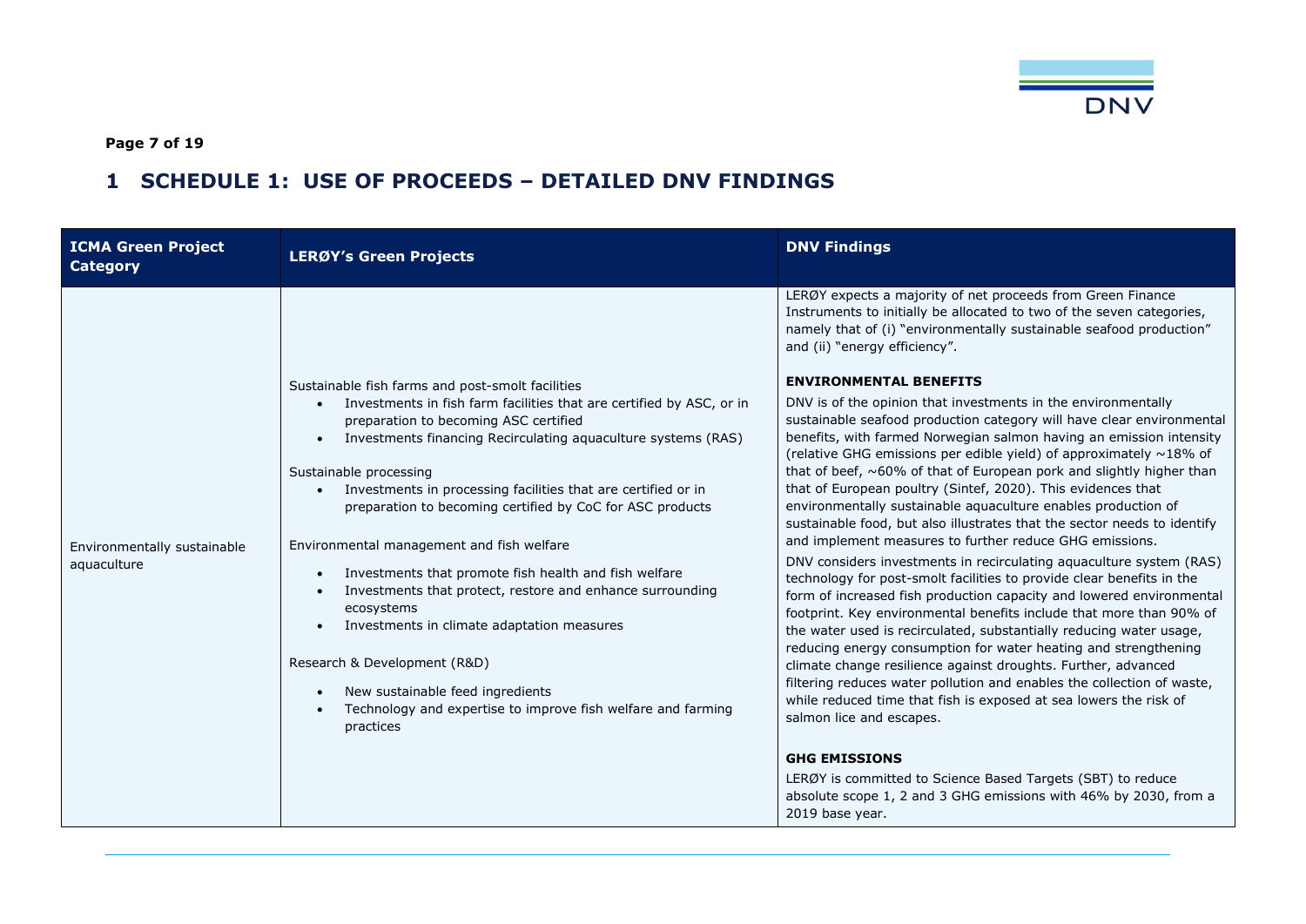# 1 SCHEDULE 1: USE OF PROCEEDS – DETAILED DNV FINDINGS

| ICMA Green Project Category | LERØY's Green Projects | DNV Findings |
|---|---|---|
| Environmentally sustainable aquaculture | Sustainable fish farms and post-smolt facilities<br>• Investments in fish farm facilities that are certified by ASC, or in preparation to becoming ASC certified<br>• Investments financing Recirculating aquaculture systems (RAS)<br><br>Sustainable processing<br>• Investments in processing facilities that are certified or in preparation to becoming certified by CoC for ASC products<br><br>Environmental management and fish welfare<br>• Investments that promote fish health and fish welfare<br>• Investments that protect, restore and enhance surrounding ecosystems<br>• Investments in climate adaptation measures<br><br>Research & Development (R&D)<br>• New sustainable feed ingredients<br>• Technology and expertise to improve fish welfare and farming practices | LERØY expects a majority of net proceeds from Green Finance Instruments to initially be allocated to two of the seven categories, namely that of (i) "environmentally sustainable seafood production" and (ii) "energy efficiency".<br><br>**ENVIRONMENTAL BENEFITS**<br>DNV is of the opinion that investments in the environmentally sustainable seafood production category will have clear environmental benefits, with farmed Norwegian salmon having an emission intensity (relative GHG emissions per edible yield) of approximately ~18% of that of beef, ~60% of that of European pork and slightly higher than that of European poultry (Sintef, 2020). This evidences that environmentally sustainable aquaculture enables production of sustainable food, but also illustrates that the sector needs to identify and implement measures to further reduce GHG emissions.<br>DNV considers investments in recirculating aquaculture system (RAS) technology for post-smolt facilities to provide clear benefits in the form of increased fish production capacity and lowered environmental footprint. Key environmental benefits include that more than 90% of the water used is recirculated, substantially reducing water usage, reducing energy consumption for water heating and strengthening climate change resilience against droughts. Further, advanced filtering reduces water pollution and enables the collection of waste, while reduced time that fish is exposed at sea lowers the risk of salmon lice and escapes.<br><br>**GHG EMISSIONS**<br>LERØY is committed to Science Based Targets (SBT) to reduce absolute scope 1, 2 and 3 GHG emissions with 46% by 2030, from a 2019 base year. |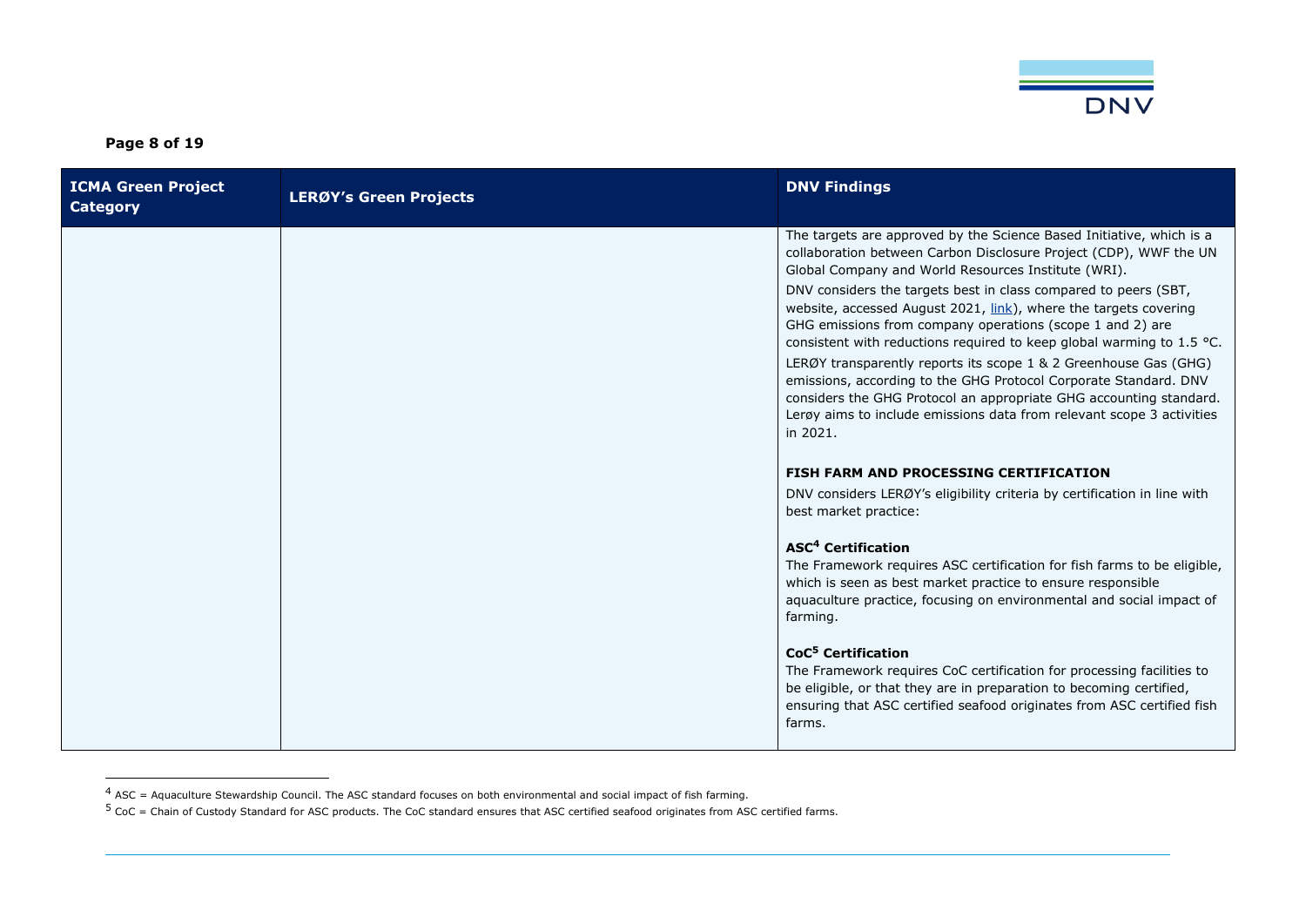| ICMA Green Project Category | LERØY's Green Projects | DNV Findings |
|---|---|---|
| | | The targets are approved by the Science Based Initiative, which is a collaboration between Carbon Disclosure Project (CDP), WWF the UN Global Company and World Resources Institute (WRI).<br><br>DNV considers the targets best in class compared to peers (SBT, website, accessed August 2021, [link](link)), where the targets covering GHG emissions from company operations (scope 1 and 2) are consistent with reductions required to keep global warming to 1.5 °C.<br><br>LERØY transparently reports its scope 1 & 2 Greenhouse Gas (GHG) emissions, according to the GHG Protocol Corporate Standard. DNV considers the GHG Protocol an appropriate GHG accounting standard. Lerøy aims to include emissions data from relevant scope 3 activities in 2021.<br><br>**FISH FARM AND PROCESSING CERTIFICATION**<br><br>DNV considers LERØY's eligibility criteria by certification in line with best market practice:<br><br>**ASC[4] Certification**<br>The Framework requires ASC certification for fish farms to be eligible, which is seen as best market practice to ensure responsible aquaculture practice, focusing on environmental and social impact of farming.<br><br>**CoC[5] Certification**<br>The Framework requires CoC certification for processing facilities to be eligible, or that they are in preparation to becoming certified, ensuring that ASC certified seafood originates from ASC certified fish farms. |

[4] ASC = Aquaculture Stewardship Council. The ASC standard focuses on both environmental and social impact of fish farming.

[5] CoC = Chain of Custody Standard for ASC products. The CoC standard ensures that ASC certified seafood originates from ASC certified farms.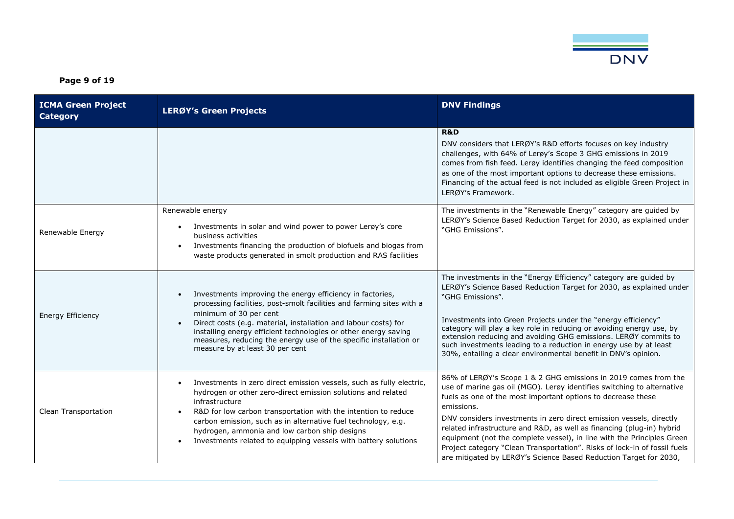| ICMA Green Project Category | LERØY's Green Projects | DNV Findings |
|---|---|---|
| | | **R&D**<br>DNV considers that LERØY's R&D efforts focuses on key industry challenges, with 64% of Lerøy's Scope 3 GHG emissions in 2019 comes from fish feed. Lerøy identifies changing the feed composition as one of the most important options to decrease these emissions. Financing of the actual feed is not included as eligible Green Project in LERØY's Framework. |
| Renewable Energy | Renewable energy<br>• Investments in solar and wind power to power Lerøy's core business activities<br>• Investments financing the production of biofuels and biogas from waste products generated in smolt production and RAS facilities | The investments in the "Renewable Energy" category are guided by LERØY's Science Based Reduction Target for 2030, as explained under "GHG Emissions". |
| Energy Efficiency | • Investments improving the energy efficiency in factories, processing facilities, post-smolt facilities and farming sites with a minimum of 30 per cent<br>• Direct costs (e.g. material, installation and labour costs) for installing energy efficient technologies or other energy saving measures, reducing the energy use of the specific installation or measure by at least 30 per cent | The investments in the "Energy Efficiency" category are guided by LERØY's Science Based Reduction Target for 2030, as explained under "GHG Emissions".<br><br>Investments into Green Projects under the "energy efficiency" category will play a key role in reducing or avoiding energy use, by extension reducing and avoiding GHG emissions. LERØY commits to such investments leading to a reduction in energy use by at least 30%, entailing a clear environmental benefit in DNV's opinion. |
| Clean Transportation | • Investments in zero direct emission vessels, such as fully electric, hydrogen or other zero-direct emission solutions and related infrastructure<br>• R&D for low carbon transportation with the intention to reduce carbon emission, such as in alternative fuel technology, e.g. hydrogen, ammonia and low carbon ship designs<br>• Investments related to equipping vessels with battery solutions | 86% of LERØY's Scope 1 & 2 GHG emissions in 2019 comes from the use of marine gas oil (MGO). Lerøy identifies switching to alternative fuels as one of the most important options to decrease these emissions.<br>DNV considers investments in zero direct emission vessels, directly related infrastructure and R&D, as well as financing (plug-in) hybrid equipment (not the complete vessel), in line with the Principles Green Project category "Clean Transportation". Risks of lock-in of fossil fuels are mitigated by LERØY's Science Based Reduction Target for 2030, |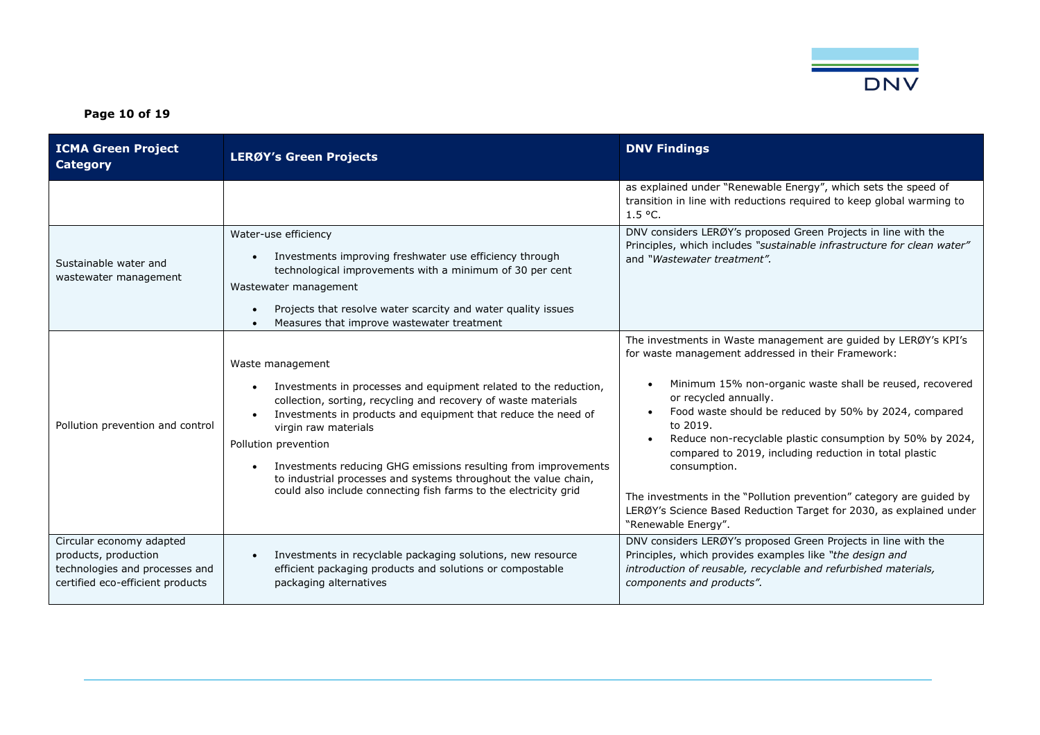| ICMA Green Project Category | LERØY's Green Projects | DNV Findings |
|---|---|---|
| | | as explained under "Renewable Energy", which sets the speed of transition in line with reductions required to keep global warming to 1.5 °C. |
| Sustainable water and wastewater management | Water-use efficiency<br><br>• Investments improving freshwater use efficiency through technological improvements with a minimum of 30 per cent<br><br>Wastewater management<br><br>• Projects that resolve water scarcity and water quality issues<br>• Measures that improve wastewater treatment | DNV considers LERØY's proposed Green Projects in line with the Principles, which includes *"sustainable infrastructure for clean water"* and *"Wastewater treatment".* |
| Pollution prevention and control | Waste management<br><br>• Investments in processes and equipment related to the reduction, collection, sorting, recycling and recovery of waste materials<br>• Investments in products and equipment that reduce the need of virgin raw materials<br><br>Pollution prevention<br><br>• Investments reducing GHG emissions resulting from improvements to industrial processes and systems throughout the value chain, could also include connecting fish farms to the electricity grid | The investments in Waste management are guided by LERØY's KPI's for waste management addressed in their Framework:<br><br>• Minimum 15% non-organic waste shall be reused, recovered or recycled annually.<br>• Food waste should be reduced by 50% by 2024, compared to 2019.<br>• Reduce non-recyclable plastic consumption by 50% by 2024, compared to 2019, including reduction in total plastic consumption.<br><br>The investments in the "Pollution prevention" category are guided by LERØY's Science Based Reduction Target for 2030, as explained under "Renewable Energy". |
| Circular economy adapted products, production technologies and processes and certified eco-efficient products | • Investments in recyclable packaging solutions, new resource efficient packaging products and solutions or compostable packaging alternatives | DNV considers LERØY's proposed Green Projects in line with the Principles, which provides examples like *"the design and introduction of reusable, recyclable and refurbished materials, components and products".* |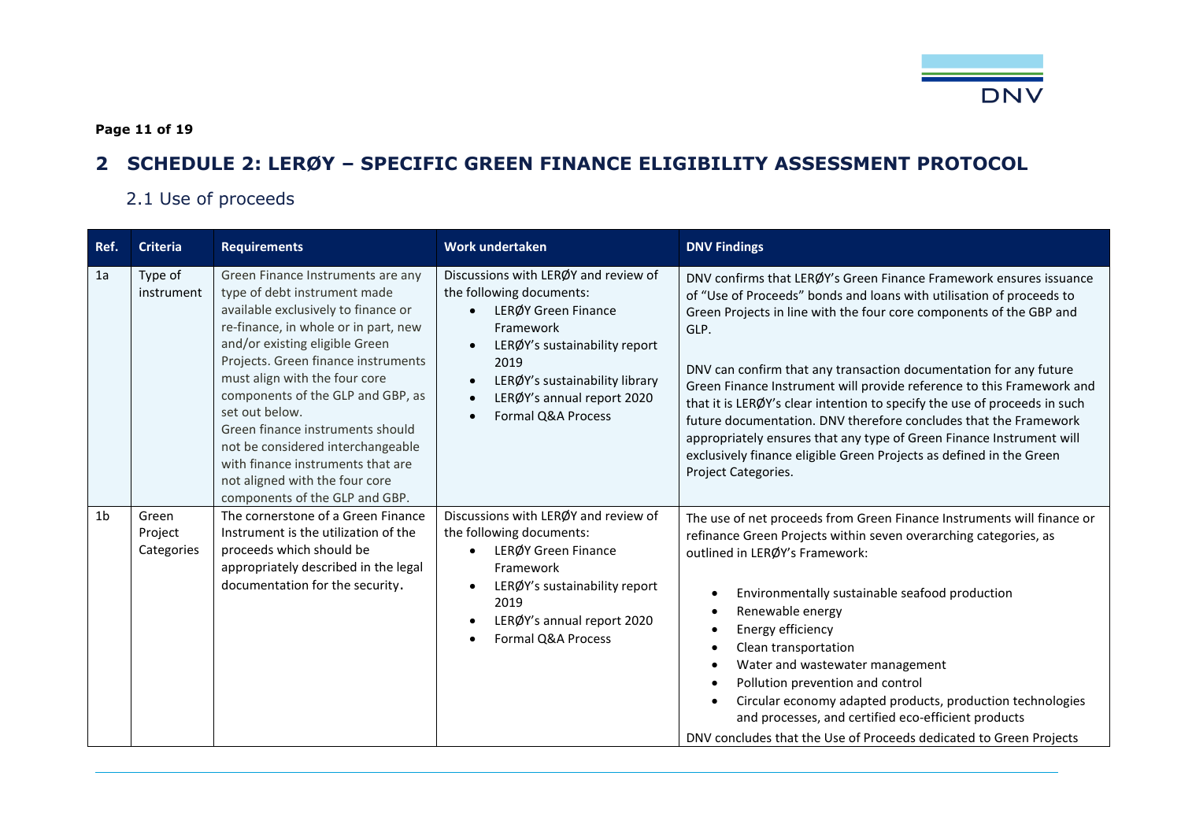# 2 SCHEDULE 2: LERØY – SPECIFIC GREEN FINANCE ELIGIBILITY ASSESSMENT PROTOCOL

## 2.1 Use of proceeds

| Ref. | Criteria | Requirements | Work undertaken | DNV Findings |
|---|---|---|---|---|
| 1a | Type of instrument | Green Finance Instruments are any type of debt instrument made available exclusively to finance or re-finance, in whole or in part, new and/or existing eligible Green Projects. Green finance instruments must align with the four core components of the GLP and GBP, as set out below.<br>Green finance instruments should not be considered interchangeable with finance instruments that are not aligned with the four core components of the GLP and GBP. | Discussions with LERØY and review of the following documents:<br>• LERØY Green Finance Framework<br>• LERØY's sustainability report 2019<br>• LERØY's sustainability library<br>• LERØY's annual report 2020<br>• Formal Q&A Process | DNV confirms that LERØY's Green Finance Framework ensures issuance of "Use of Proceeds" bonds and loans with utilisation of proceeds to Green Projects in line with the four core components of the GBP and GLP.<br><br>DNV can confirm that any transaction documentation for any future Green Finance Instrument will provide reference to this Framework and that it is LERØY's clear intention to specify the use of proceeds in such future documentation. DNV therefore concludes that the Framework appropriately ensures that any type of Green Finance Instrument will exclusively finance eligible Green Projects as defined in the Green Project Categories. |
| 1b | Green Project Categories | The cornerstone of a Green Finance Instrument is the utilization of the proceeds which should be appropriately described in the legal documentation for the security. | Discussions with LERØY and review of the following documents:<br>• LERØY Green Finance Framework<br>• LERØY's sustainability report 2019<br>• LERØY's annual report 2020<br>• Formal Q&A Process | The use of net proceeds from Green Finance Instruments will finance or refinance Green Projects within seven overarching categories, as outlined in LERØY's Framework:<br><br>• Environmentally sustainable seafood production<br>• Renewable energy<br>• Energy efficiency<br>• Clean transportation<br>• Water and wastewater management<br>• Pollution prevention and control<br>• Circular economy adapted products, production technologies and processes, and certified eco-efficient products<br><br>DNV concludes that the Use of Proceeds dedicated to Green Projects |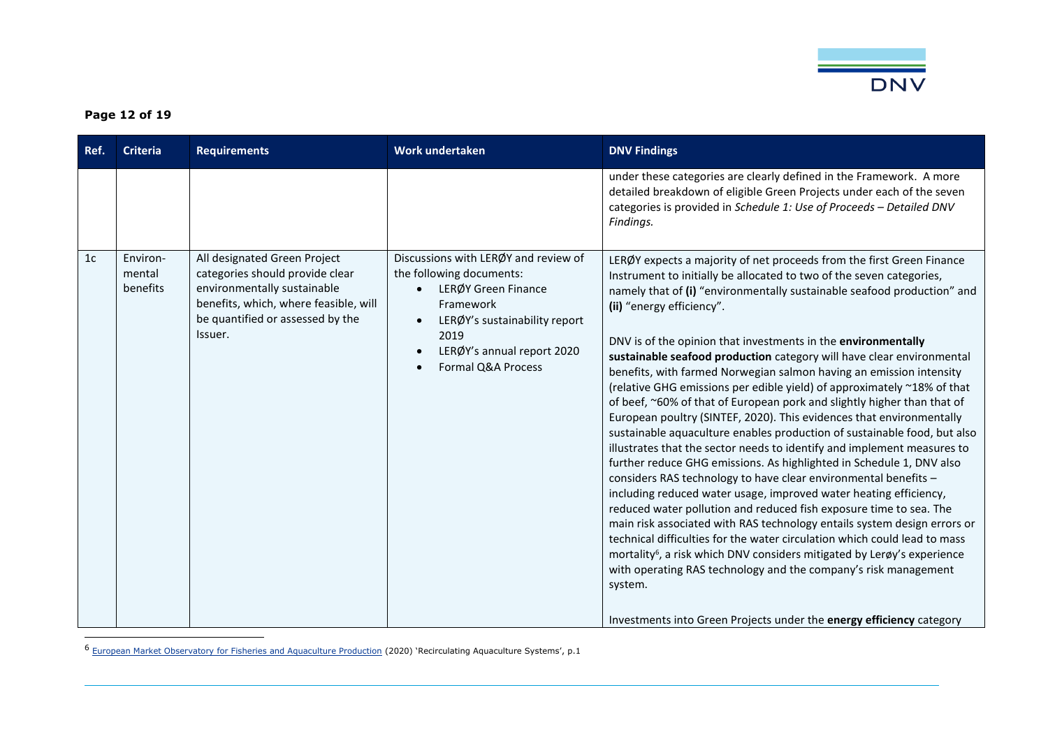| Ref. | Criteria | Requirements | Work undertaken | DNV Findings |
|---|---|---|---|---|
| | | | | under these categories are clearly defined in the Framework. A more detailed breakdown of eligible Green Projects under each of the seven categories is provided in *Schedule 1: Use of Proceeds – Detailed DNV Findings.* |
| 1c | Environ-mental benefits | All designated Green Project categories should provide clear environmentally sustainable benefits, which, where feasible, will be quantified or assessed by the Issuer. | Discussions with LERØY and review of the following documents:<br>• LERØY Green Finance Framework<br>• LERØY's sustainability report 2019<br>• LERØY's annual report 2020<br>• Formal Q&A Process | LERØY expects a majority of net proceeds from the first Green Finance Instrument to initially be allocated to two of the seven categories, namely that of **(i)** "environmentally sustainable seafood production" and **(ii)** "energy efficiency".<br><br>DNV is of the opinion that investments in the **environmentally sustainable seafood production** category will have clear environmental benefits, with farmed Norwegian salmon having an emission intensity (relative GHG emissions per edible yield) of approximately ~18% of that of beef, ~60% of that of European pork and slightly higher than that of European poultry (SINTEF, 2020). This evidences that environmentally sustainable aquaculture enables production of sustainable food, but also illustrates that the sector needs to identify and implement measures to further reduce GHG emissions. As highlighted in Schedule 1, DNV also considers RAS technology to have clear environmental benefits – including reduced water usage, improved water heating efficiency, reduced water pollution and reduced fish exposure time to sea. The main risk associated with RAS technology entails system design errors or technical difficulties for the water circulation which could lead to mass mortality[6], a risk which DNV considers mitigated by Lerøy's experience with operating RAS technology and the company's risk management system.<br><br>Investments into Green Projects under the **energy efficiency** category |

[6] European Market Observatory for Fisheries and Aquaculture Production (2020) 'Recirculating Aquaculture Systems', p.1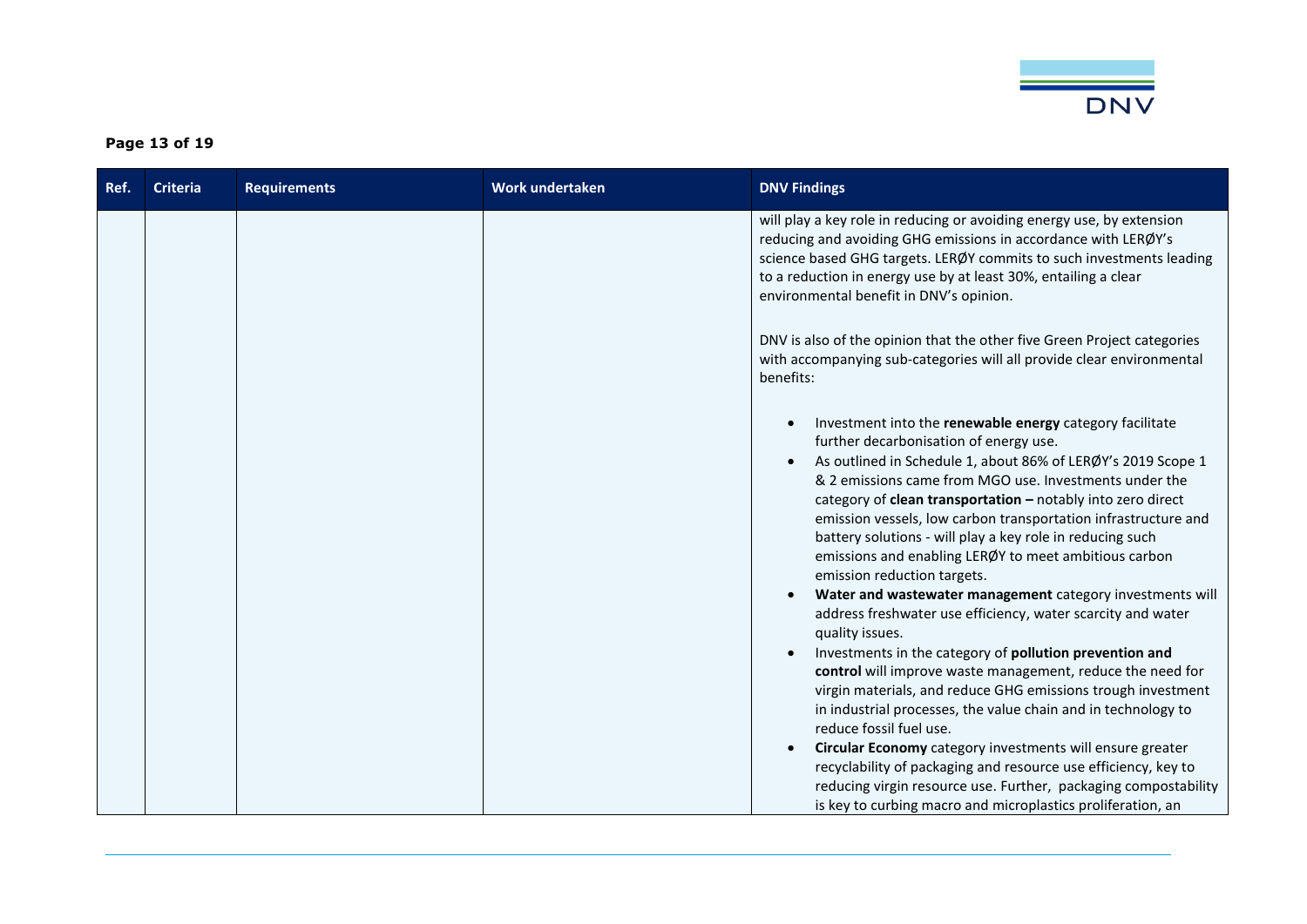| Ref. | Criteria | Requirements | Work undertaken | DNV Findings |
|---|---|---|---|---|
| | | | | will play a key role in reducing or avoiding energy use, by extension reducing and avoiding GHG emissions in accordance with LERØY's science based GHG targets. LERØY commits to such investments leading to a reduction in energy use by at least 30%, entailing a clear environmental benefit in DNV's opinion.<br><br>DNV is also of the opinion that the other five Green Project categories with accompanying sub-categories will all provide clear environmental benefits:<br><br>• Investment into the **renewable energy** category facilitate further decarbonisation of energy use.<br>• As outlined in Schedule 1, about 86% of LERØY's 2019 Scope 1 & 2 emissions came from MGO use. Investments under the category of **clean transportation –** notably into zero direct emission vessels, low carbon transportation infrastructure and battery solutions - will play a key role in reducing such emissions and enabling LERØY to meet ambitious carbon emission reduction targets.<br>• **Water and wastewater management** category investments will address freshwater use efficiency, water scarcity and water quality issues.<br>• Investments in the category of **pollution prevention and control** will improve waste management, reduce the need for virgin materials, and reduce GHG emissions trough investment in industrial processes, the value chain and in technology to reduce fossil fuel use.<br>• **Circular Economy** category investments will ensure greater recyclability of packaging and resource use efficiency, key to reducing virgin resource use. Further, packaging compostability is key to curbing macro and microplastics proliferation, an |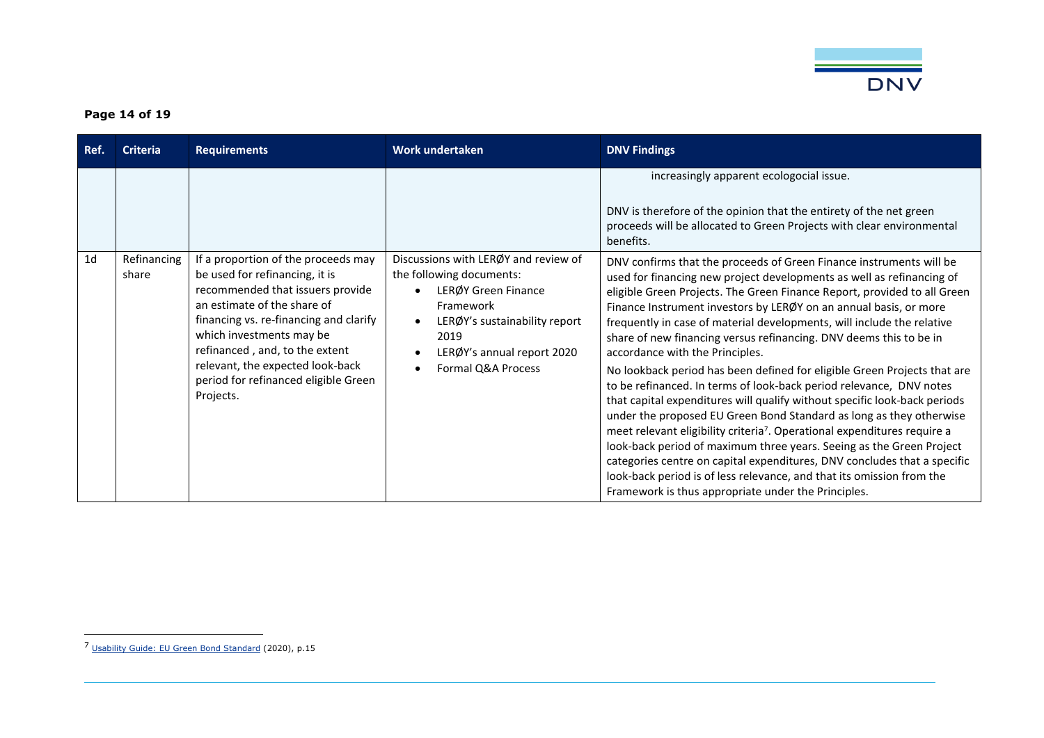| Ref. | Criteria | Requirements | Work undertaken | DNV Findings |
|---|---|---|---|---|
| | | | | increasingly apparent ecologocial issue.<br><br>DNV is therefore of the opinion that the entirety of the net green proceeds will be allocated to Green Projects with clear environmental benefits. |
| 1d | Refinancing share | If a proportion of the proceeds may be used for refinancing, it is recommended that issuers provide an estimate of the share of financing vs. re-financing and clarify which investments may be refinanced , and, to the extent relevant, the expected look-back period for refinanced eligible Green Projects. | Discussions with LERØY and review of the following documents:<br>• LERØY Green Finance Framework<br>• LERØY's sustainability report 2019<br>• LERØY's annual report 2020<br>• Formal Q&A Process | DNV confirms that the proceeds of Green Finance instruments will be used for financing new project developments as well as refinancing of eligible Green Projects. The Green Finance Report, provided to all Green Finance Instrument investors by LERØY on an annual basis, or more frequently in case of material developments, will include the relative share of new financing versus refinancing. DNV deems this to be in accordance with the Principles.<br><br>No lookback period has been defined for eligible Green Projects that are to be refinanced. In terms of look-back period relevance, DNV notes that capital expenditures will qualify without specific look-back periods under the proposed EU Green Bond Standard as long as they otherwise meet relevant eligibility criteria[7]. Operational expenditures require a look-back period of maximum three years. Seeing as the Green Project categories centre on capital expenditures, DNV concludes that a specific look-back period is of less relevance, and that its omission from the Framework is thus appropriate under the Principles. |

[7] Usability Guide: EU Green Bond Standard (2020), p.15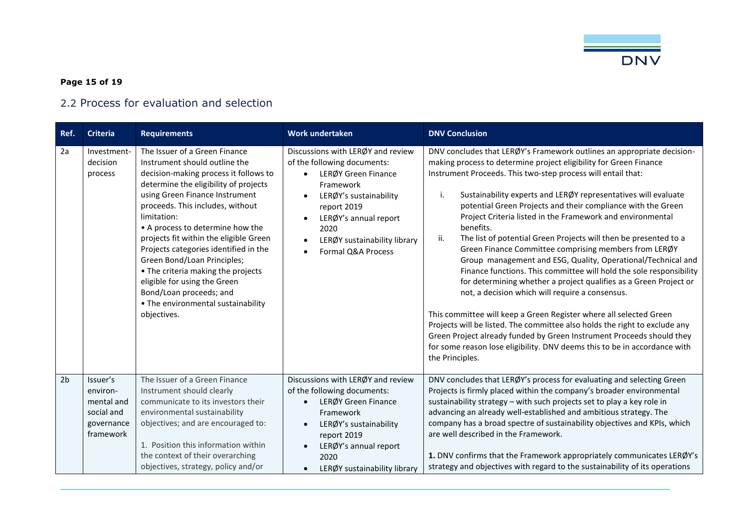## 2.2 Process for evaluation and selection

| Ref. | Criteria | Requirements | Work undertaken | DNV Conclusion |
|---|---|---|---|---|
| 2a | Investment-decision process | The Issuer of a Green Finance Instrument should outline the decision-making process it follows to determine the eligibility of projects using Green Finance Instrument proceeds. This includes, without limitation:<br>• A process to determine how the projects fit within the eligible Green Projects categories identified in the Green Bond/Loan Principles;<br>• The criteria making the projects eligible for using the Green Bond/Loan proceeds; and<br>• The environmental sustainability objectives. | Discussions with LERØY and review of the following documents:<br>• LERØY Green Finance Framework<br>• LERØY's sustainability report 2019<br>• LERØY's annual report 2020<br>• LERØY sustainability library<br>• Formal Q&A Process | DNV concludes that LERØY's Framework outlines an appropriate decision-making process to determine project eligibility for Green Finance Instrument Proceeds. This two-step process will entail that:<br>i. Sustainability experts and LERØY representatives will evaluate potential Green Projects and their compliance with the Green Project Criteria listed in the Framework and environmental benefits.<br>ii. The list of potential Green Projects will then be presented to a Green Finance Committee comprising members from LERØY Group management and ESG, Quality, Operational/Technical and Finance functions. This committee will hold the sole responsibility for determining whether a project qualifies as a Green Project or not, a decision which will require a consensus.<br><br>This committee will keep a Green Register where all selected Green Projects will be listed. The committee also holds the right to exclude any Green Project already funded by Green Instrument Proceeds should they for some reason lose eligibility. DNV deems this to be in accordance with the Principles. |
| 2b | Issuer's environ-mental and social and governance framework | The Issuer of a Green Finance Instrument should clearly communicate to its investors their environmental sustainability objectives; and are encouraged to:<br><br>1. Position this information within the context of their overarching objectives, strategy, policy and/or | Discussions with LERØY and review of the following documents:<br>• LERØY Green Finance Framework<br>• LERØY's sustainability report 2019<br>• LERØY's annual report 2020<br>• LERØY sustainability library | DNV concludes that LERØY's process for evaluating and selecting Green Projects is firmly placed within the company's broader environmental sustainability strategy – with such projects set to play a key role in advancing an already well-established and ambitious strategy. The company has a broad spectre of sustainability objectives and KPIs, which are well described in the Framework.<br><br>**1.** DNV confirms that the Framework appropriately communicates LERØY's strategy and objectives with regard to the sustainability of its operations |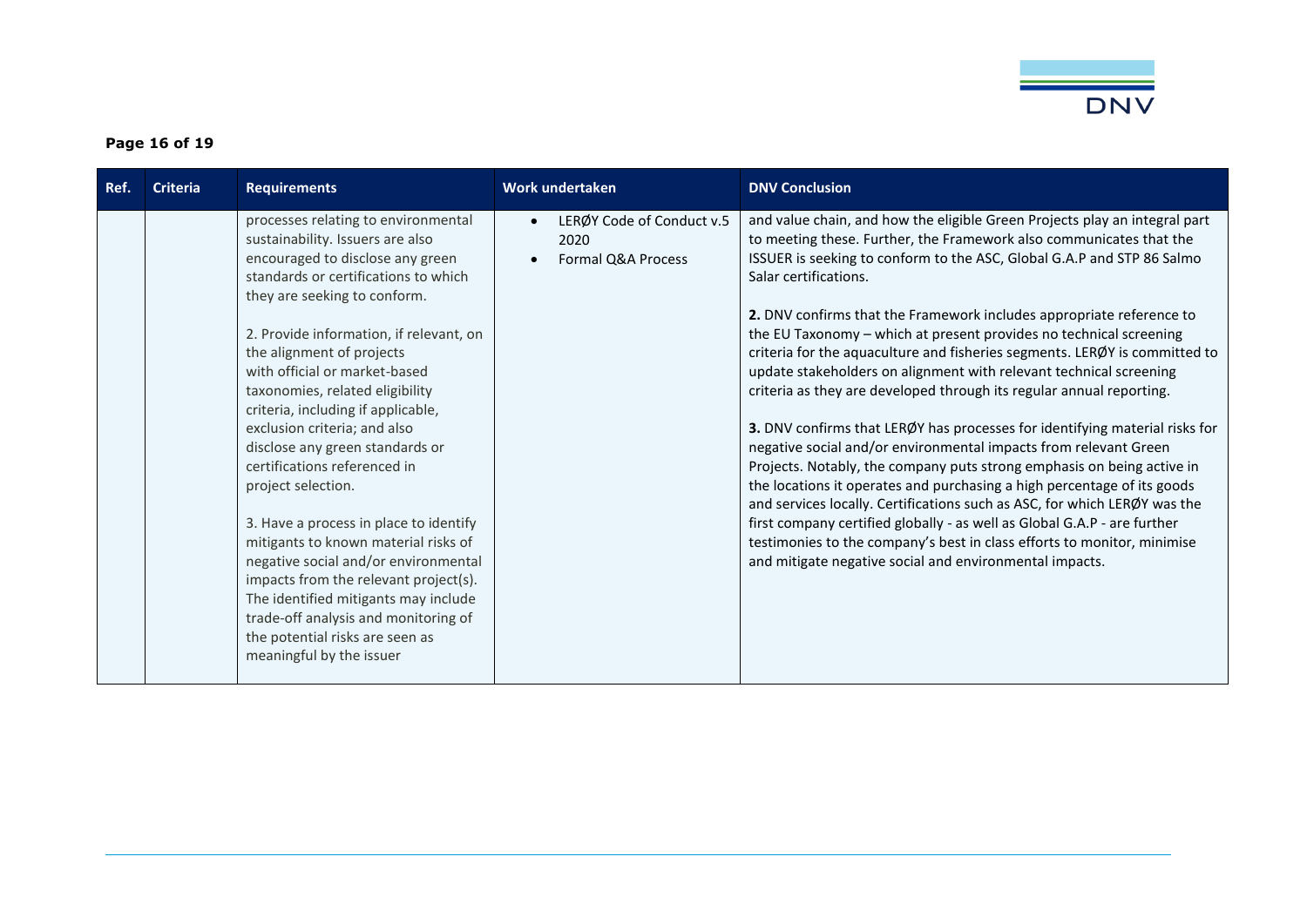| Ref. | Criteria | Requirements | Work undertaken | DNV Conclusion |
|---|---|---|---|---|
| | | processes relating to environmental sustainability. Issuers are also encouraged to disclose any green standards or certifications to which they are seeking to conform.<br><br>2. Provide information, if relevant, on the alignment of projects with official or market-based taxonomies, related eligibility criteria, including if applicable, exclusion criteria; and also disclose any green standards or certifications referenced in project selection.<br><br>3. Have a process in place to identify mitigants to known material risks of negative social and/or environmental impacts from the relevant project(s). The identified mitigants may include trade-off analysis and monitoring of the potential risks are seen as meaningful by the issuer | • LERØY Code of Conduct v.5 2020<br>• Formal Q&A Process | and value chain, and how the eligible Green Projects play an integral part to meeting these. Further, the Framework also communicates that the ISSUER is seeking to conform to the ASC, Global G.A.P and STP 86 Salmo Salar certifications.<br><br>**2.** DNV confirms that the Framework includes appropriate reference to the EU Taxonomy – which at present provides no technical screening criteria for the aquaculture and fisheries segments. LERØY is committed to update stakeholders on alignment with relevant technical screening criteria as they are developed through its regular annual reporting.<br><br>**3.** DNV confirms that LERØY has processes for identifying material risks for negative social and/or environmental impacts from relevant Green Projects. Notably, the company puts strong emphasis on being active in the locations it operates and purchasing a high percentage of its goods and services locally. Certifications such as ASC, for which LERØY was the first company certified globally - as well as Global G.A.P - are further testimonies to the company's best in class efforts to monitor, minimise and mitigate negative social and environmental impacts. |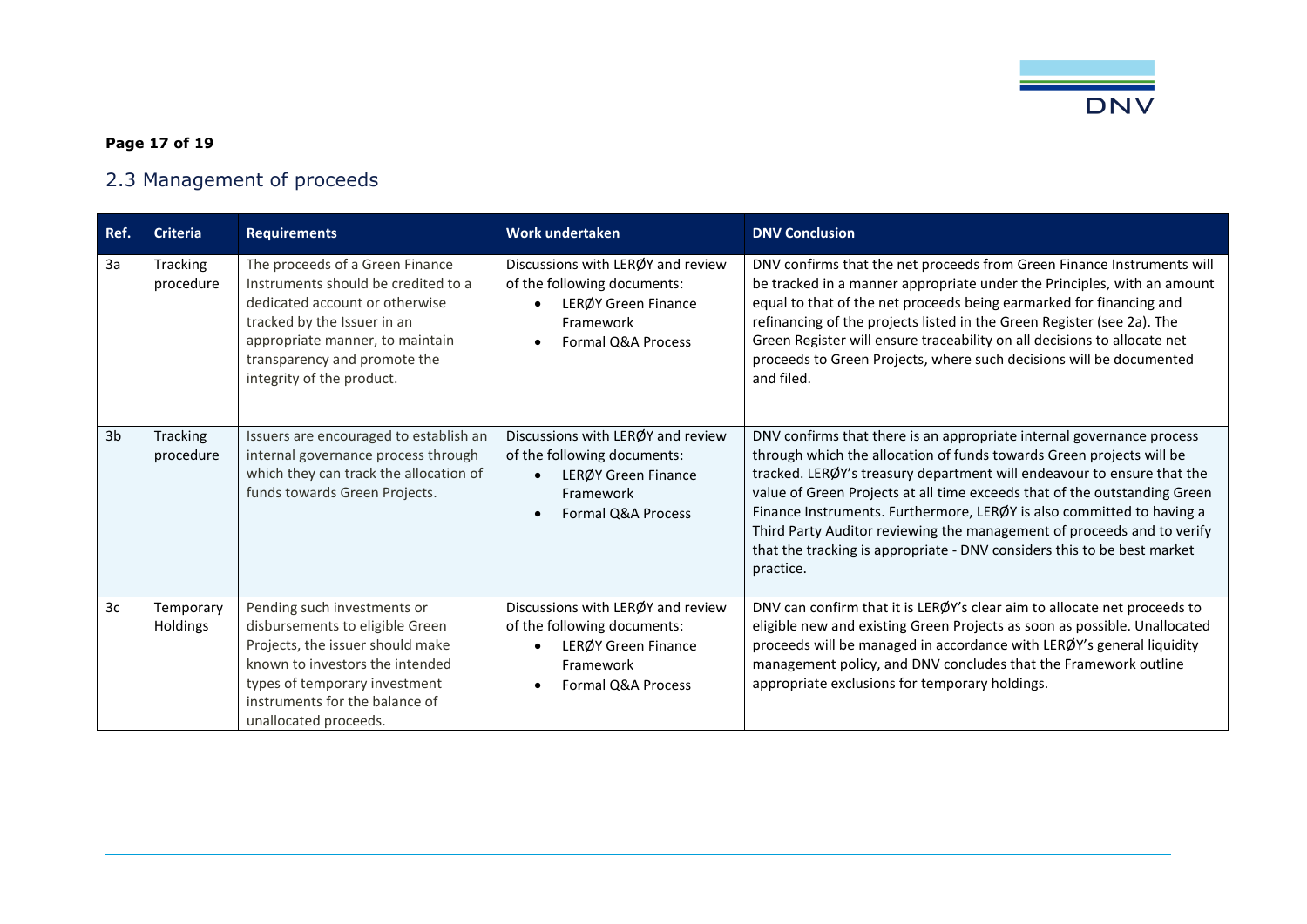## 2.3 Management of proceeds

| Ref. | Criteria | Requirements | Work undertaken | DNV Conclusion |
|---|---|---|---|---|
| 3a | Tracking procedure | The proceeds of a Green Finance Instruments should be credited to a dedicated account or otherwise tracked by the Issuer in an appropriate manner, to maintain transparency and promote the integrity of the product. | Discussions with LERØY and review of the following documents:<br>• LERØY Green Finance Framework<br>• Formal Q&A Process | DNV confirms that the net proceeds from Green Finance Instruments will be tracked in a manner appropriate under the Principles, with an amount equal to that of the net proceeds being earmarked for financing and refinancing of the projects listed in the Green Register (see 2a). The Green Register will ensure traceability on all decisions to allocate net proceeds to Green Projects, where such decisions will be documented and filed. |
| 3b | Tracking procedure | Issuers are encouraged to establish an internal governance process through which they can track the allocation of funds towards Green Projects. | Discussions with LERØY and review of the following documents:<br>• LERØY Green Finance Framework<br>• Formal Q&A Process | DNV confirms that there is an appropriate internal governance process through which the allocation of funds towards Green projects will be tracked. LERØY's treasury department will endeavour to ensure that the value of Green Projects at all time exceeds that of the outstanding Green Finance Instruments. Furthermore, LERØY is also committed to having a Third Party Auditor reviewing the management of proceeds and to verify that the tracking is appropriate - DNV considers this to be best market practice. |
| 3c | Temporary Holdings | Pending such investments or disbursements to eligible Green Projects, the issuer should make known to investors the intended types of temporary investment instruments for the balance of unallocated proceeds. | Discussions with LERØY and review of the following documents:<br>• LERØY Green Finance Framework<br>• Formal Q&A Process | DNV can confirm that it is LERØY's clear aim to allocate net proceeds to eligible new and existing Green Projects as soon as possible. Unallocated proceeds will be managed in accordance with LERØY's general liquidity management policy, and DNV concludes that the Framework outline appropriate exclusions for temporary holdings. |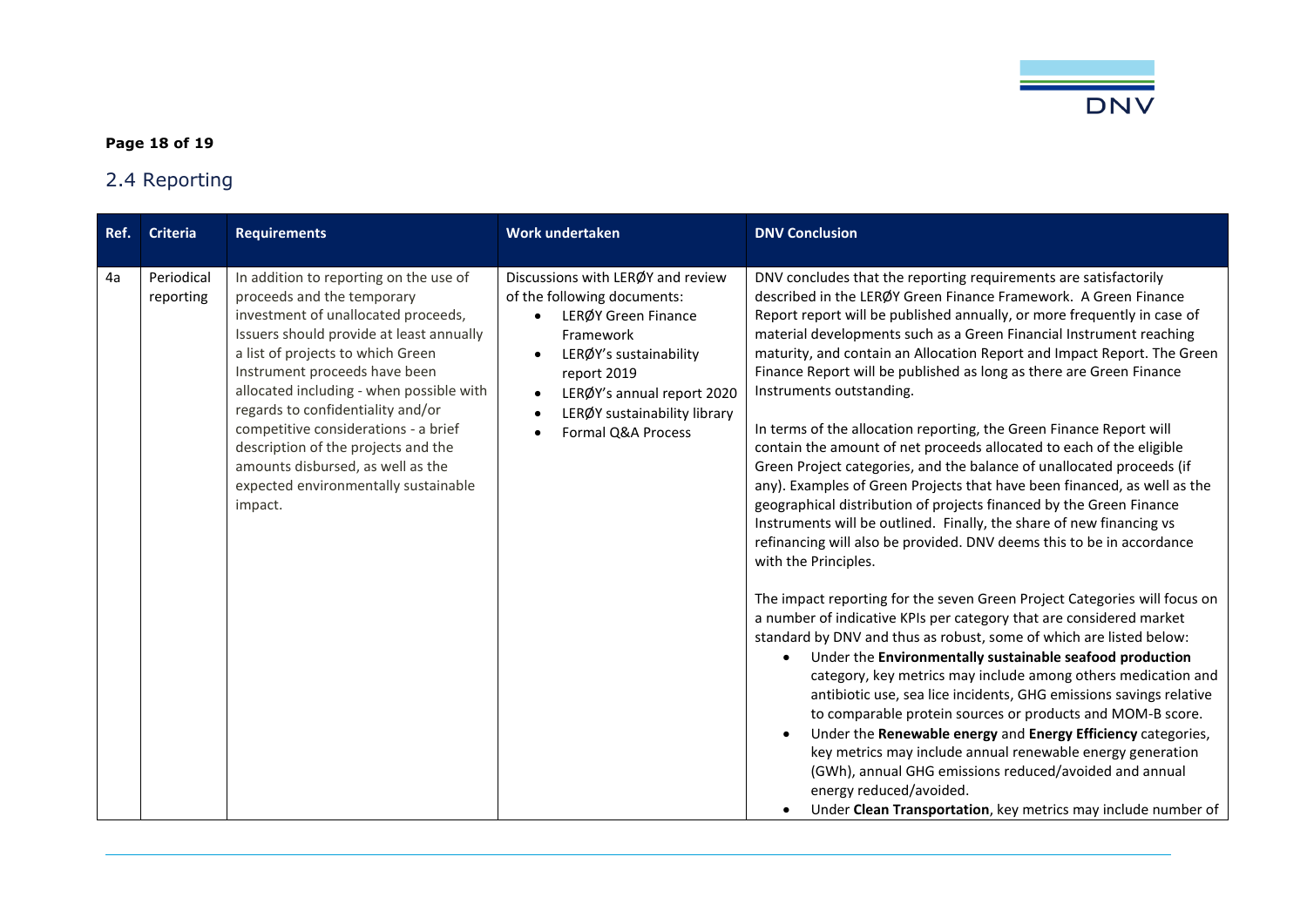## 2.4 Reporting

| Ref. | Criteria | Requirements | Work undertaken | DNV Conclusion |
|---|---|---|---|---|
| 4a | Periodical reporting | In addition to reporting on the use of proceeds and the temporary investment of unallocated proceeds, Issuers should provide at least annually a list of projects to which Green Instrument proceeds have been allocated including - when possible with regards to confidentiality and/or competitive considerations - a brief description of the projects and the amounts disbursed, as well as the expected environmentally sustainable impact. | Discussions with LERØY and review of the following documents: <br>• LERØY Green Finance Framework <br>• LERØY's sustainability report 2019 <br>• LERØY's annual report 2020 <br>• LERØY sustainability library <br>• Formal Q&A Process | DNV concludes that the reporting requirements are satisfactorily described in the LERØY Green Finance Framework. A Green Finance Report report will be published annually, or more frequently in case of material developments such as a Green Financial Instrument reaching maturity, and contain an Allocation Report and Impact Report. The Green Finance Report will be published as long as there are Green Finance Instruments outstanding.<br><br>In terms of the allocation reporting, the Green Finance Report will contain the amount of net proceeds allocated to each of the eligible Green Project categories, and the balance of unallocated proceeds (if any). Examples of Green Projects that have been financed, as well as the geographical distribution of projects financed by the Green Finance Instruments will be outlined. Finally, the share of new financing vs refinancing will also be provided. DNV deems this to be in accordance with the Principles.<br><br>The impact reporting for the seven Green Project Categories will focus on a number of indicative KPIs per category that are considered market standard by DNV and thus as robust, some of which are listed below:<br>• Under the **Environmentally sustainable seafood production** category, key metrics may include among others medication and antibiotic use, sea lice incidents, GHG emissions savings relative to comparable protein sources or products and MOM-B score.<br>• Under the **Renewable energy** and **Energy Efficiency** categories, key metrics may include annual renewable energy generation (GWh), annual GHG emissions reduced/avoided and annual energy reduced/avoided.<br>• Under **Clean Transportation**, key metrics may include number of |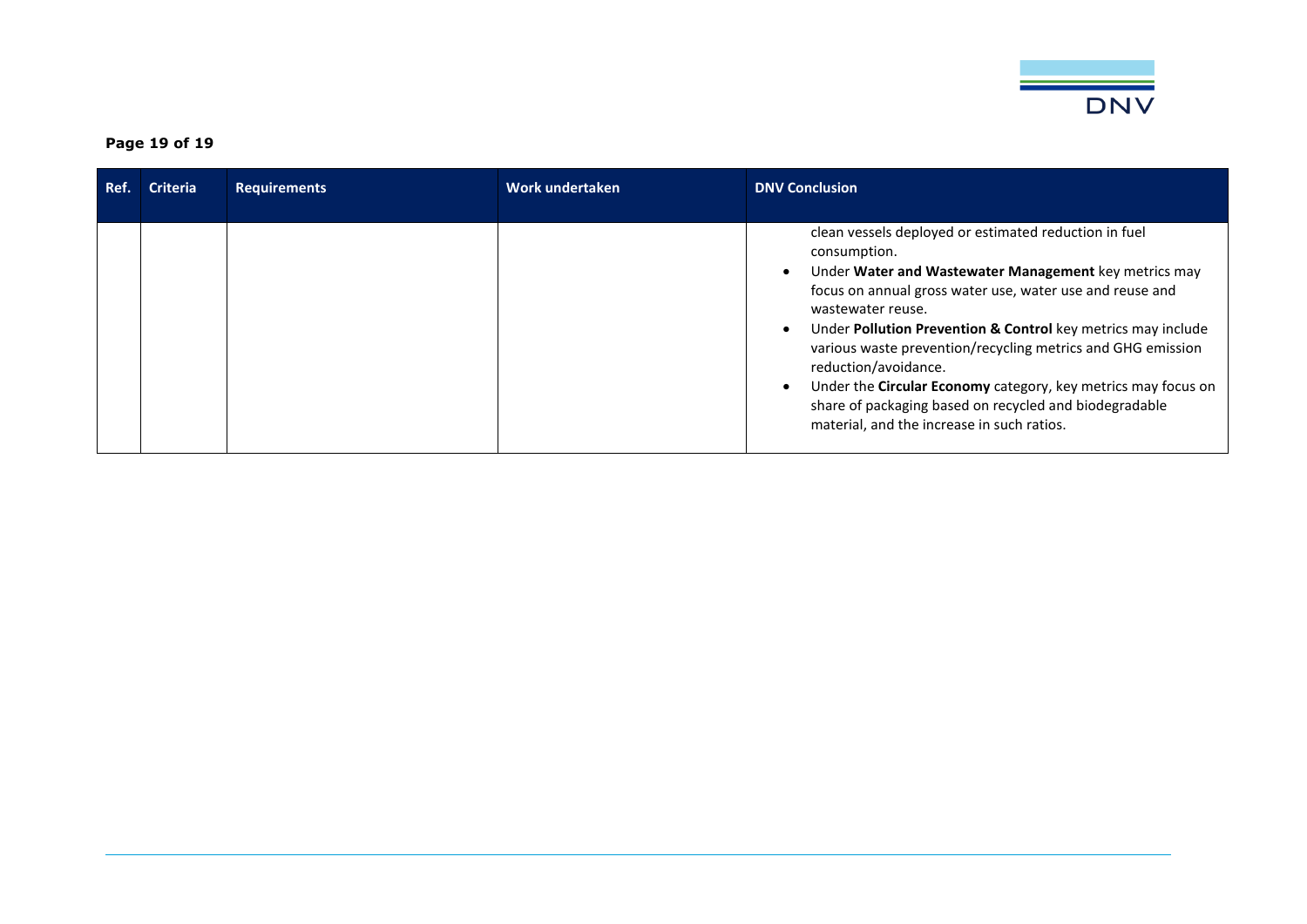| Ref. | Criteria | Requirements | Work undertaken | DNV Conclusion |
|---|---|---|---|---|
| | | | | clean vessels deployed or estimated reduction in fuel consumption.<br>• Under **Water and Wastewater Management** key metrics may focus on annual gross water use, water use and reuse and wastewater reuse.<br>• Under **Pollution Prevention & Control** key metrics may include various waste prevention/recycling metrics and GHG emission reduction/avoidance.<br>• Under the **Circular Economy** category, key metrics may focus on share of packaging based on recycled and biodegradable material, and the increase in such ratios. |